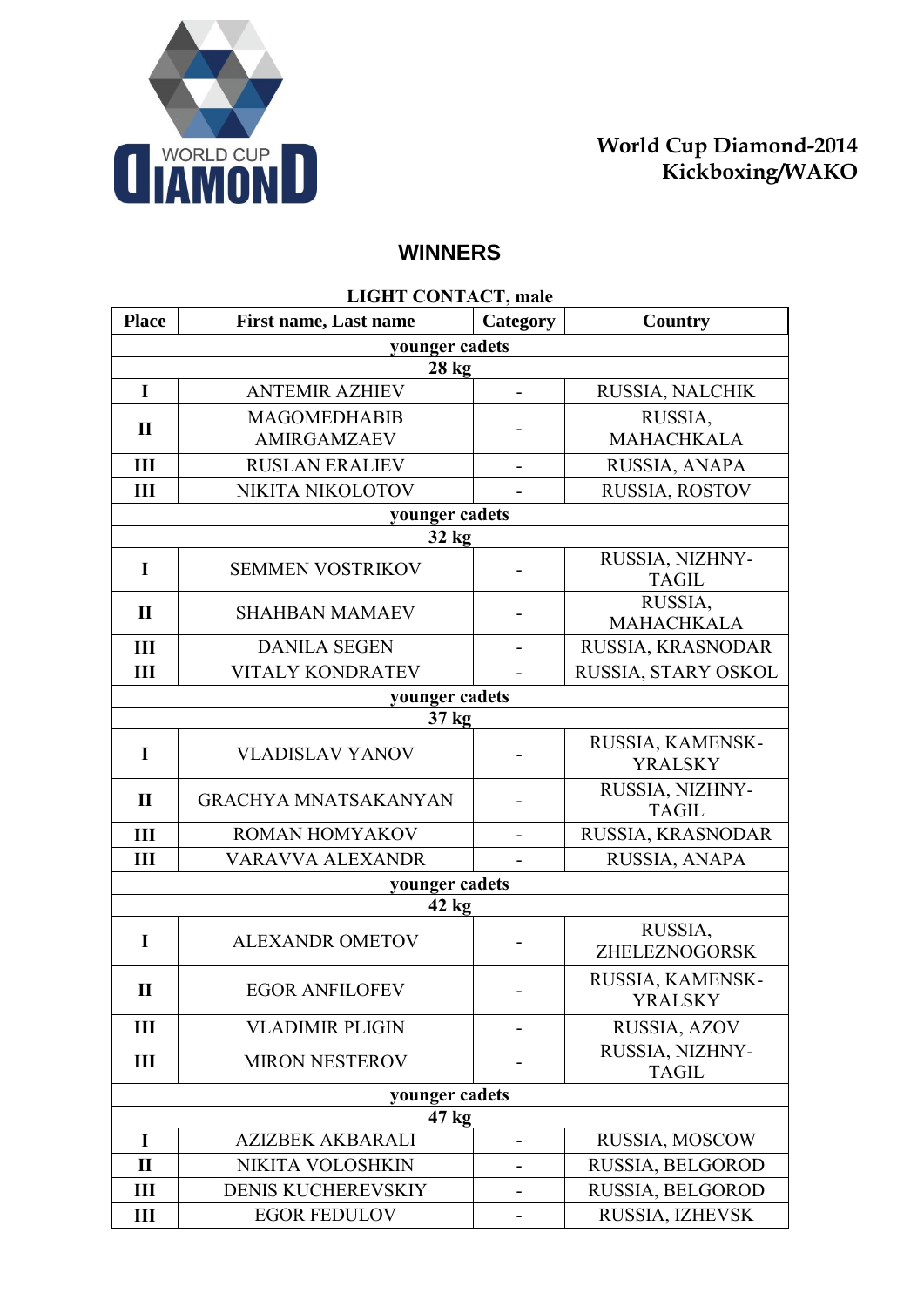World Cup Diamond-2014
Kickboxing/WAKO

## WINNERS

### LIGHT CONTACT, male

| Place | First name, Last name | Category | Country |
|---|---|---|---|
| | younger cadets 28 kg | | |
| I | ANTEMIR AZHIEV | - | RUSSIA, NALCHIK |
| II | MAGOMEDHABIB AMIRGAMZAEV | - | RUSSIA, MAHACHKALA |
| III | RUSLAN ERALIEV | - | RUSSIA, ANAPA |
| III | NIKITA NIKOLOTOV | - | RUSSIA, ROSTOV |
| | younger cadets 32 kg | | |
| I | SEMMEN VOSTRIKOV | - | RUSSIA, NIZHNY-TAGIL |
| II | SHAHBAN MAMAEV | - | RUSSIA, MAHACHKALA |
| III | DANILA SEGEN | - | RUSSIA, KRASNODAR |
| III | VITALY KONDRATEV | - | RUSSIA, STARY OSKOL |
| | younger cadets 37 kg | | |
| I | VLADISLAV YANOV | - | RUSSIA, KAMENSK-YRALSKY |
| II | GRACHYA MNATSAKANYAN | - | RUSSIA, NIZHNY-TAGIL |
| III | ROMAN HOMYAKOV | - | RUSSIA, KRASNODAR |
| III | VARAVVA ALEXANDR | - | RUSSIA, ANAPA |
| | younger cadets 42 kg | | |
| I | ALEXANDR OMETOV | - | RUSSIA, ZHELEZNOGORSK |
| II | EGOR ANFILOFEV | - | RUSSIA, KAMENSK-YRALSKY |
| III | VLADIMIR PLIGIN | - | RUSSIA, AZOV |
| III | MIRON NESTEROV | - | RUSSIA, NIZHNY-TAGIL |
| | younger cadets 47 kg | | |
| I | AZIZBEK AKBARALI | - | RUSSIA, MOSCOW |
| II | NIKITA VOLOSHKIN | - | RUSSIA, BELGOROD |
| III | DENIS KUCHEREVSKIY | - | RUSSIA, BELGOROD |
| III | EGOR FEDULOV | - | RUSSIA, IZHEVSK |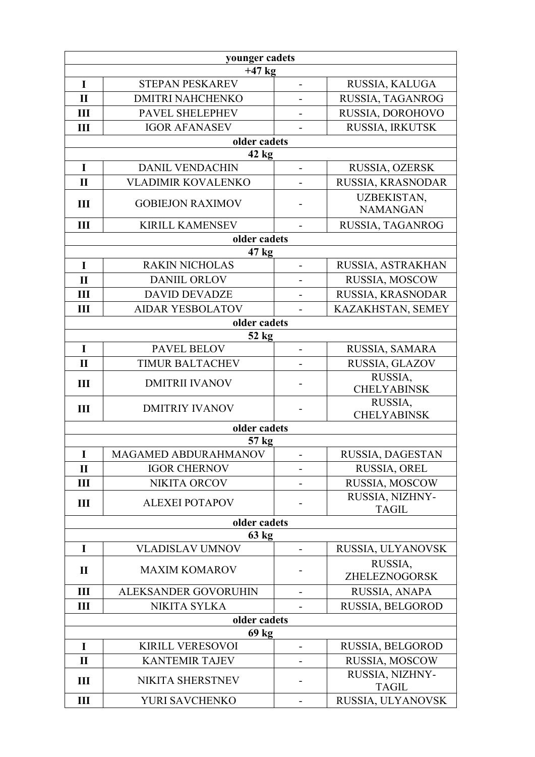| | | | |
|---|---|---|---|
| **younger cadets** | | | |
| **+47 kg** | | | |
| **I** | STEPAN PESKAREV | - | RUSSIA, KALUGA |
| **II** | DMITRI NAHCHENKO | - | RUSSIA, TAGANROG |
| **III** | PAVEL SHELEPHEV | - | RUSSIA, DOROHOVO |
| **III** | IGOR AFANASEV | - | RUSSIA, IRKUTSK |
| **older cadets** | | | |
| **42 kg** | | | |
| **I** | DANIL VENDACHIN | - | RUSSIA, OZERSK |
| **II** | VLADIMIR KOVALENKO | - | RUSSIA, KRASNODAR |
| **III** | GOBIEJON RAXIMOV | - | UZBEKISTAN, NAMANGAN |
| **III** | KIRILL KAMENSEV | - | RUSSIA, TAGANROG |
| **older cadets** | | | |
| **47 kg** | | | |
| **I** | RAKIN NICHOLAS | - | RUSSIA, ASTRAKHAN |
| **II** | DANIIL ORLOV | - | RUSSIA, MOSCOW |
| **III** | DAVID DEVADZE | - | RUSSIA, KRASNODAR |
| **III** | AIDAR YESBOLATOV | - | KAZAKHSTAN, SEMEY |
| **older cadets** | | | |
| **52 kg** | | | |
| **I** | PAVEL BELOV | - | RUSSIA, SAMARA |
| **II** | TIMUR BALTACHEV | - | RUSSIA, GLAZOV |
| **III** | DMITRII IVANOV | - | RUSSIA, CHELYABINSK |
| **III** | DMITRIY IVANOV | - | RUSSIA, CHELYABINSK |
| **older cadets** | | | |
| **57 kg** | | | |
| **I** | MAGAMED ABDURAHMANOV | - | RUSSIA, DAGESTAN |
| **II** | IGOR CHERNOV | - | RUSSIA, OREL |
| **III** | NIKITA ORCOV | - | RUSSIA, MOSCOW |
| **III** | ALEXEI POTAPOV | - | RUSSIA, NIZHNY-TAGIL |
| **older cadets** | | | |
| **63 kg** | | | |
| **I** | VLADISLAV UMNOV | - | RUSSIA, ULYANOVSK |
| **II** | MAXIM KOMAROV | - | RUSSIA, ZHELEZNOGORSK |
| **III** | ALEKSANDER GOVORUHIN | - | RUSSIA, ANAPA |
| **III** | NIKITA SYLKA | - | RUSSIA, BELGOROD |
| **older cadets** | | | |
| **69 kg** | | | |
| **I** | KIRILL VERESOVOI | - | RUSSIA, BELGOROD |
| **II** | KANTEMIR TAJEV | - | RUSSIA, MOSCOW |
| **III** | NIKITA SHERSTNEV | - | RUSSIA, NIZHNY-TAGIL |
| **III** | YURI SAVCHENKO | - | RUSSIA, ULYANOVSK |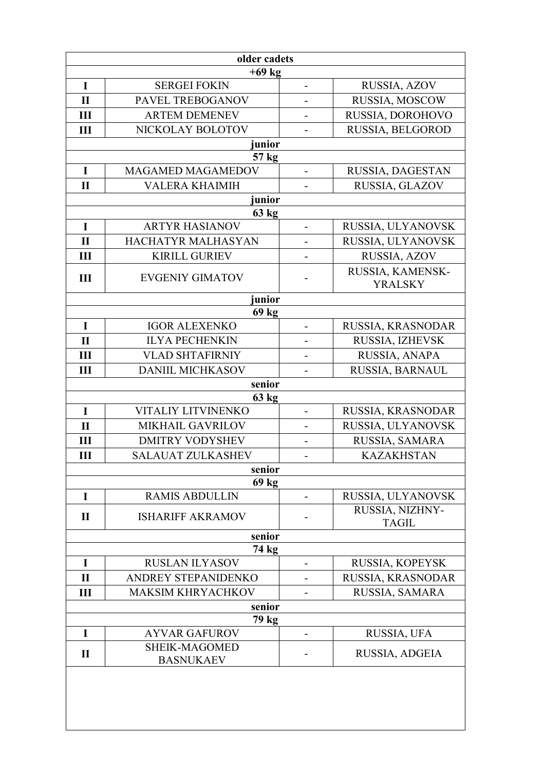| older cadets | | | |
|---|---|---|---|
| +69 kg | | | |
| I | SERGEI FOKIN | - | RUSSIA, AZOV |
| II | PAVEL TREBOGANOV | - | RUSSIA, MOSCOW |
| III | ARTEM DEMENEV | - | RUSSIA, DOROHOVO |
| III | NICKOLAY BOLOTOV | - | RUSSIA, BELGOROD |
| junior | | | |
| 57 kg | | | |
| I | MAGAMED MAGAMEDOV | - | RUSSIA, DAGESTAN |
| II | VALERA KHAIMIH | - | RUSSIA, GLAZOV |
| junior | | | |
| 63 kg | | | |
| I | ARTYR HASIANOV | - | RUSSIA, ULYANOVSK |
| II | HACHATYR MALHASYAN | - | RUSSIA, ULYANOVSK |
| III | KIRILL GURIEV | - | RUSSIA, AZOV |
| III | EVGENIY GIMATOV | - | RUSSIA, KAMENSK-YRALSKY |
| junior | | | |
| 69 kg | | | |
| I | IGOR ALEXENKO | - | RUSSIA, KRASNODAR |
| II | ILYA PECHENKIN | - | RUSSIA, IZHEVSK |
| III | VLAD SHTAFIRNIY | - | RUSSIA, ANAPA |
| III | DANIIL MICHKASOV | - | RUSSIA, BARNAUL |
| senior | | | |
| 63 kg | | | |
| I | VITALIY LITVINENKO | - | RUSSIA, KRASNODAR |
| II | MIKHAIL GAVRILOV | - | RUSSIA, ULYANOVSK |
| III | DMITRY VODYSHEV | - | RUSSIA, SAMARA |
| III | SALAUAT ZULKASHEV | - | KAZAKHSTAN |
| senior | | | |
| 69 kg | | | |
| I | RAMIS ABDULLIN | - | RUSSIA, ULYANOVSK |
| II | ISHARIFF AKRAMOV | - | RUSSIA, NIZHNY-TAGIL |
| senior | | | |
| 74 kg | | | |
| I | RUSLAN ILYASOV | - | RUSSIA, KOPEYSK |
| II | ANDREY STEPANIDENKO | - | RUSSIA, KRASNODAR |
| III | MAKSIM KHRYACHKOV | - | RUSSIA, SAMARA |
| senior | | | |
| 79 kg | | | |
| I | AYVAR GAFUROV | - | RUSSIA, UFA |
| II | SHEIK-MAGOMED BASNUKAEV | - | RUSSIA, ADGEIA |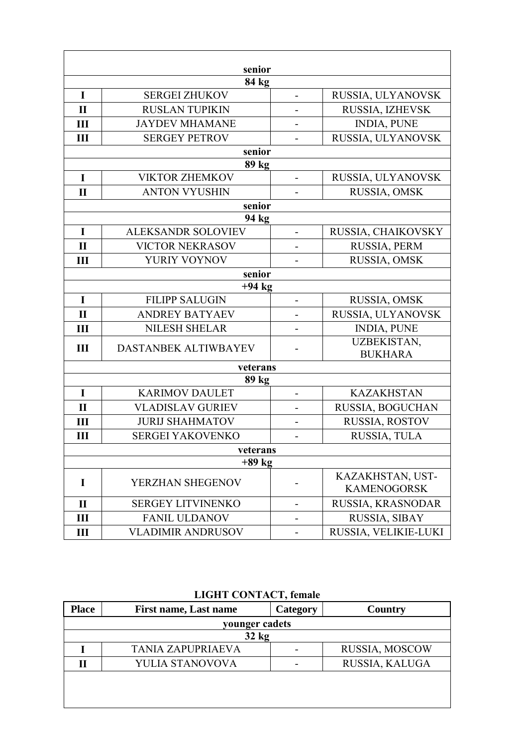| | | | |
|---|---|---|---|
| senior | | | |
| 84 kg | | | |
| I | SERGEI ZHUKOV | - | RUSSIA, ULYANOVSK |
| II | RUSLAN TUPIKIN | - | RUSSIA, IZHEVSK |
| III | JAYDEV MHAMANE | - | INDIA, PUNE |
| III | SERGEY PETROV | - | RUSSIA, ULYANOVSK |
| senior | | | |
| 89 kg | | | |
| I | VIKTOR ZHEMKOV | - | RUSSIA, ULYANOVSK |
| II | ANTON VYUSHIN | - | RUSSIA, OMSK |
| senior | | | |
| 94 kg | | | |
| I | ALEKSANDR SOLOVIEV | - | RUSSIA, CHAIKOVSKY |
| II | VICTOR NEKRASOV | - | RUSSIA, PERM |
| III | YURIY VOYNOV | - | RUSSIA, OMSK |
| senior | | | |
| +94 kg | | | |
| I | FILIPP SALUGIN | - | RUSSIA, OMSK |
| II | ANDREY BATYAEV | - | RUSSIA, ULYANOVSK |
| III | NILESH SHELAR | - | INDIA, PUNE |
| III | DASTANBEK ALTIWBAYEV | - | UZBEKISTAN, BUKHARA |
| veterans | | | |
| 89 kg | | | |
| I | KARIMOV DAULET | - | KAZAKHSTAN |
| II | VLADISLAV GURIEV | - | RUSSIA, BOGUCHAN |
| III | JURIJ SHAHMATOV | - | RUSSIA, ROSTOV |
| III | SERGEI YAKOVENKO | - | RUSSIA, TULA |
| veterans | | | |
| +89 kg | | | |
| I | YERZHAN SHEGENOV | - | KAZAKHSTAN, UST-KAMENOGORSK |
| II | SERGEY LITVINENKO | - | RUSSIA, KRASNODAR |
| III | FANIL ULDANOV | - | RUSSIA, SIBAY |
| III | VLADIMIR ANDRUSOV | - | RUSSIA, VELIKIE-LUKI |

**LIGHT CONTACT, female**

| Place | First name, Last name | Category | Country |
|---|---|---|---|
| younger cadets | | | |
| 32 kg | | | |
| I | TANIA ZAPUPRIAEVA | - | RUSSIA, MOSCOW |
| II | YULIA STANOVOVA | - | RUSSIA, KALUGA |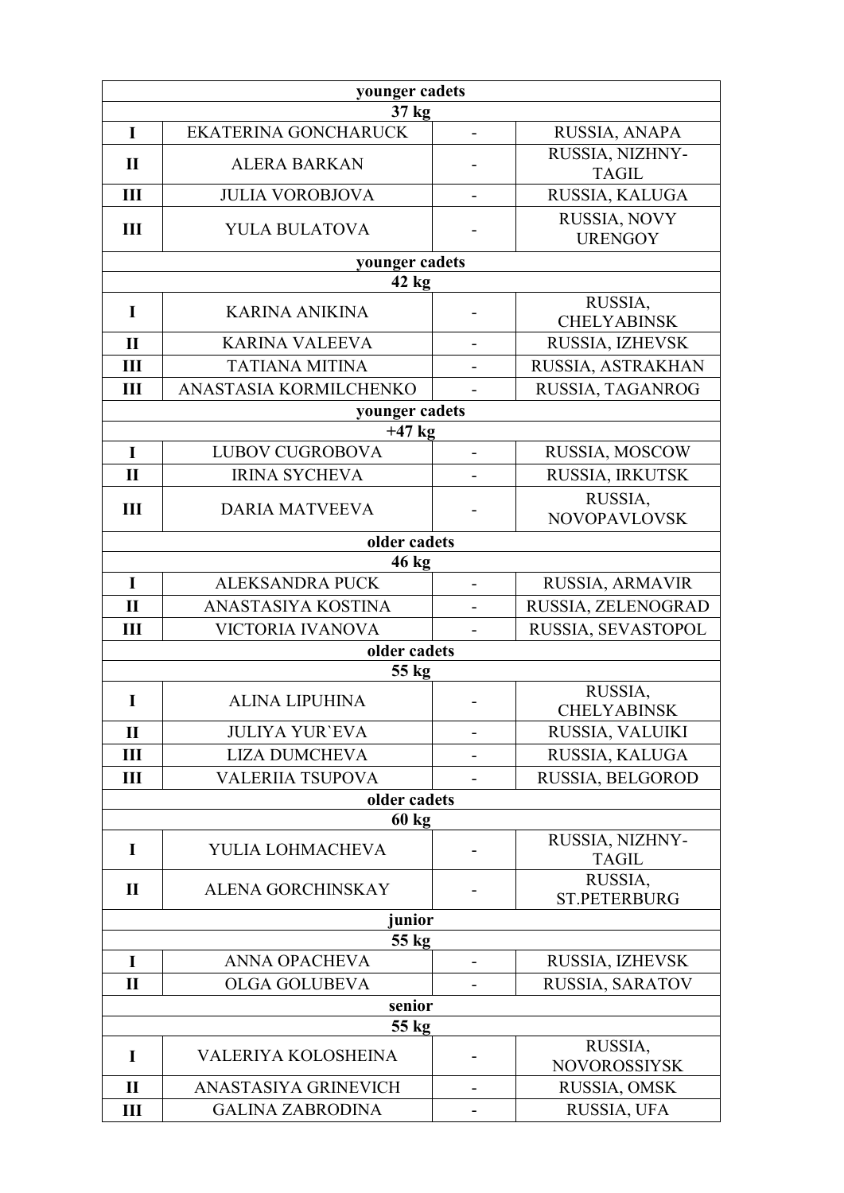| younger cadets | | | |
|---|---|---|---|
| **37 kg** | | | |
| **I** | EKATERINA GONCHARUCK | - | RUSSIA, ANAPA |
| **II** | ALERA BARKAN | - | RUSSIA, NIZHNY-TAGIL |
| **III** | JULIA VOROBJOVA | - | RUSSIA, KALUGA |
| **III** | YULA BULATOVA | - | RUSSIA, NOVY URENGOY |
| **younger cadets** | | | |
| **42 kg** | | | |
| **I** | KARINA ANIKINA | - | RUSSIA, CHELYABINSK |
| **II** | KARINA VALEEVA | - | RUSSIA, IZHEVSK |
| **III** | TATIANA MITINA | - | RUSSIA, ASTRAKHAN |
| **III** | ANASTASIA KORMILCHENKO | - | RUSSIA, TAGANROG |
| **younger cadets** | | | |
| **+47 kg** | | | |
| **I** | LUBOV CUGROBOVA | - | RUSSIA, MOSCOW |
| **II** | IRINA SYCHEVA | - | RUSSIA, IRKUTSK |
| **III** | DARIA MATVEEVA | - | RUSSIA, NOVOPAVLOVSK |
| **older cadets** | | | |
| **46 kg** | | | |
| **I** | ALEKSANDRA PUCK | - | RUSSIA, ARMAVIR |
| **II** | ANASTASIYA KOSTINA | - | RUSSIA, ZELENOGRAD |
| **III** | VICTORIA IVANOVA | - | RUSSIA, SEVASTOPOL |
| **older cadets** | | | |
| **55 kg** | | | |
| **I** | ALINA LIPUHINA | - | RUSSIA, CHELYABINSK |
| **II** | JULIYA YUR`EVA | - | RUSSIA, VALUIKI |
| **III** | LIZA DUMCHEVA | - | RUSSIA, KALUGA |
| **III** | VALERIIA TSUPOVA | - | RUSSIA, BELGOROD |
| **older cadets** | | | |
| **60 kg** | | | |
| **I** | YULIA LOHMACHEVA | - | RUSSIA, NIZHNY-TAGIL |
| **II** | ALENA GORCHINSKAY | - | RUSSIA, ST.PETERBURG |
| **junior** | | | |
| **55 kg** | | | |
| **I** | ANNA OPACHEVA | - | RUSSIA, IZHEVSK |
| **II** | OLGA GOLUBEVA | - | RUSSIA, SARATOV |
| **senior** | | | |
| **55 kg** | | | |
| **I** | VALERIYA KOLOSHEINA | - | RUSSIA, NOVOROSSIYSK |
| **II** | ANASTASIYA GRINEVICH | - | RUSSIA, OMSK |
| **III** | GALINA ZABRODINA | - | RUSSIA, UFA |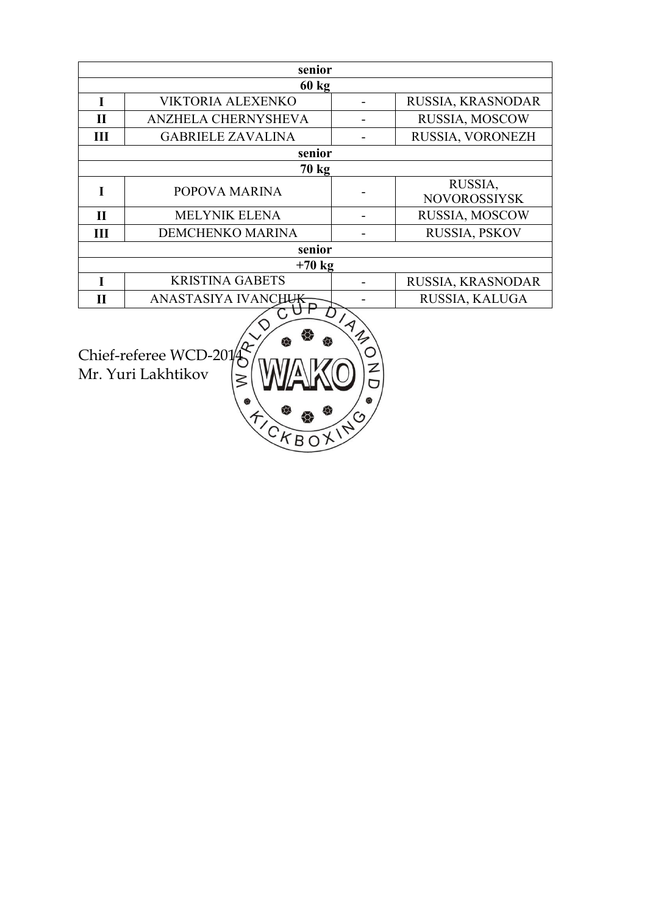| | | | |
|---|---|---|---|
| **senior** | | | |
| **60 kg** | | | |
| **I** | VIKTORIA ALEXENKO | - | RUSSIA, KRASNODAR |
| **II** | ANZHELA CHERNYSHEVA | - | RUSSIA, MOSCOW |
| **III** | GABRIELE ZAVALINA | - | RUSSIA, VORONEZH |
| **senior** | | | |
| **70 kg** | | | |
| **I** | POPOVA MARINA | - | RUSSIA, NOVOROSSIYSK |
| **II** | MELYNIK ELENA | - | RUSSIA, MOSCOW |
| **III** | DEMCHENKO MARINA | - | RUSSIA, PSKOV |
| **senior** | | | |
| **+70 kg** | | | |
| **I** | KRISTINA GABETS | - | RUSSIA, KRASNODAR |
| **II** | ANASTASIYA IVANCHUK | - | RUSSIA, KALUGA |

Chief-referee WCD-2014
Mr. Yuri Lakhtikov

WORLD CUP DIAMOND
WAKO
KICKBOXING